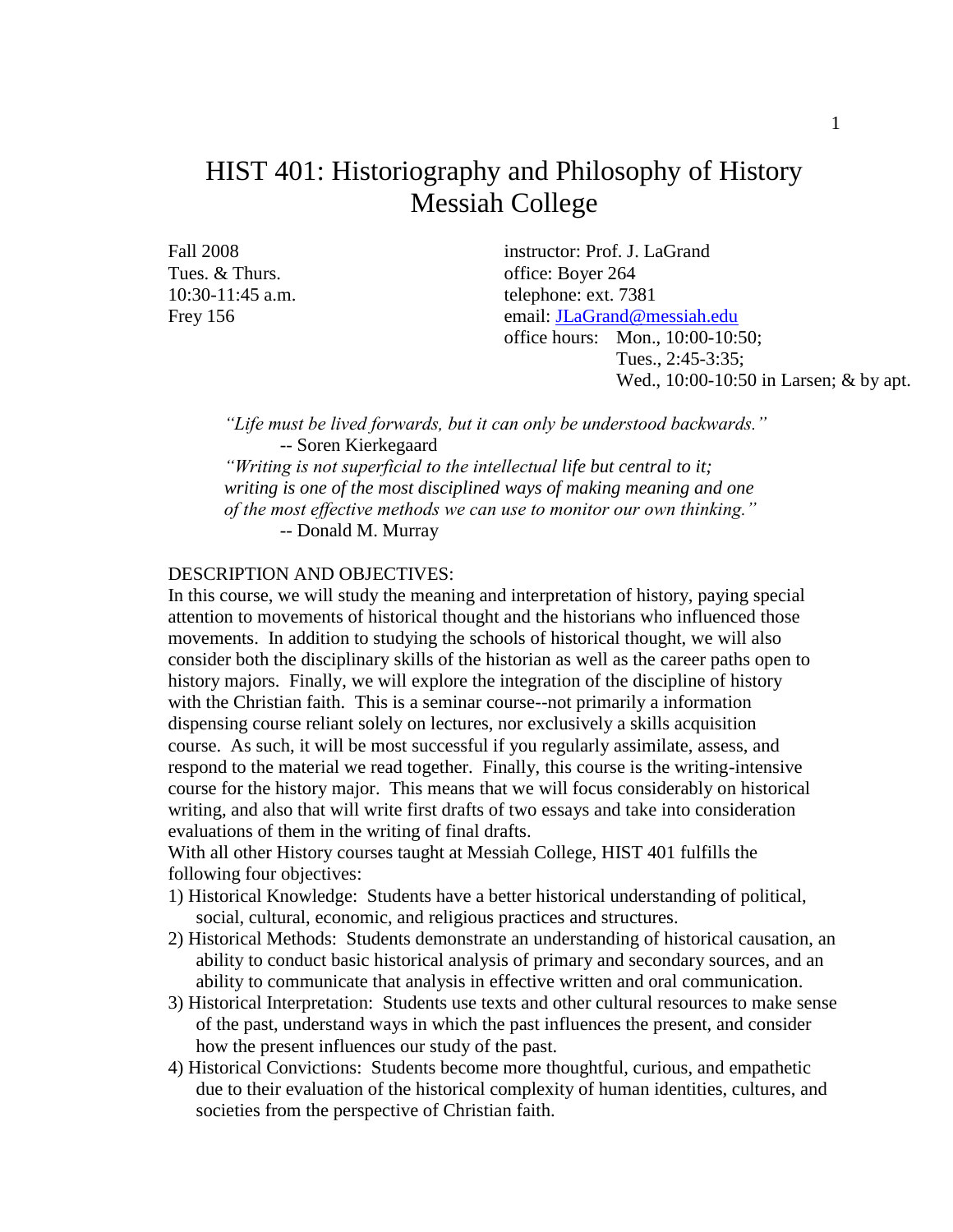# HIST 401: Historiography and Philosophy of History
# Messiah College

Fall 2008
Tues. & Thurs.
10:30-11:45 a.m.
Frey 156

instructor: Prof. J. LaGrand
office: Boyer 264
telephone: ext. 7381
email: JLaGrand@messiah.edu
office hours: Mon., 10:00-10:50;
Tues., 2:45-3:35;
Wed., 10:00-10:50 in Larsen; & by apt.

> *"Life must be lived forwards, but it can only be understood backwards."*
> -- Soren Kierkegaard
>
> *"Writing is not superficial to the intellectual life but central to it; writing is one of the most disciplined ways of making meaning and one of the most effective methods we can use to monitor our own thinking."*
> -- Donald M. Murray

DESCRIPTION AND OBJECTIVES:

In this course, we will study the meaning and interpretation of history, paying special attention to movements of historical thought and the historians who influenced those movements. In addition to studying the schools of historical thought, we will also consider both the disciplinary skills of the historian as well as the career paths open to history majors. Finally, we will explore the integration of the discipline of history with the Christian faith. This is a seminar course--not primarily a information dispensing course reliant solely on lectures, nor exclusively a skills acquisition course. As such, it will be most successful if you regularly assimilate, assess, and respond to the material we read together. Finally, this course is the writing-intensive course for the history major. This means that we will focus considerably on historical writing, and also that will write first drafts of two essays and take into consideration evaluations of them in the writing of final drafts.

With all other History courses taught at Messiah College, HIST 401 fulfills the following four objectives:

1) Historical Knowledge: Students have a better historical understanding of political, social, cultural, economic, and religious practices and structures.
2) Historical Methods: Students demonstrate an understanding of historical causation, an ability to conduct basic historical analysis of primary and secondary sources, and an ability to communicate that analysis in effective written and oral communication.
3) Historical Interpretation: Students use texts and other cultural resources to make sense of the past, understand ways in which the past influences the present, and consider how the present influences our study of the past.
4) Historical Convictions: Students become more thoughtful, curious, and empathetic due to their evaluation of the historical complexity of human identities, cultures, and societies from the perspective of Christian faith.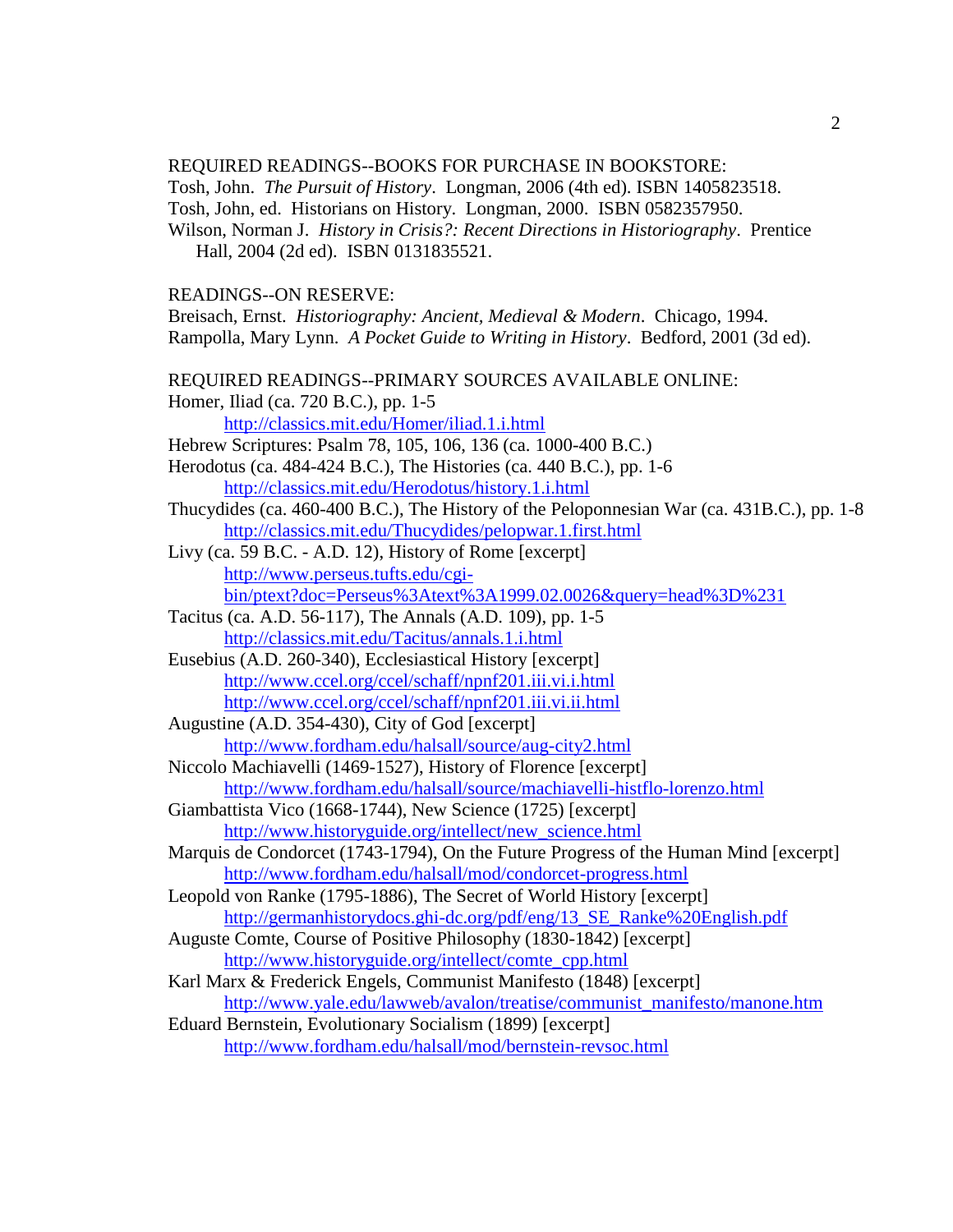REQUIRED READINGS--BOOKS FOR PURCHASE IN BOOKSTORE:

Tosh, John. *The Pursuit of History*. Longman, 2006 (4th ed). ISBN 1405823518.
Tosh, John, ed. Historians on History. Longman, 2000. ISBN 0582357950.
Wilson, Norman J. *History in Crisis?: Recent Directions in Historiography*. Prentice Hall, 2004 (2d ed). ISBN 0131835521.

READINGS--ON RESERVE:

Breisach, Ernst. *Historiography: Ancient, Medieval & Modern*. Chicago, 1994.
Rampolla, Mary Lynn. *A Pocket Guide to Writing in History*. Bedford, 2001 (3d ed).

REQUIRED READINGS--PRIMARY SOURCES AVAILABLE ONLINE:

Homer, Iliad (ca. 720 B.C.), pp. 1-5
  http://classics.mit.edu/Homer/iliad.1.i.html
Hebrew Scriptures: Psalm 78, 105, 106, 136 (ca. 1000-400 B.C.)
Herodotus (ca. 484-424 B.C.), The Histories (ca. 440 B.C.), pp. 1-6
  http://classics.mit.edu/Herodotus/history.1.i.html
Thucydides (ca. 460-400 B.C.), The History of the Peloponnesian War (ca. 431B.C.), pp. 1-8
  http://classics.mit.edu/Thucydides/pelopwar.1.first.html
Livy (ca. 59 B.C. - A.D. 12), History of Rome [excerpt]
  http://www.perseus.tufts.edu/cgi-bin/ptext?doc=Perseus%3Atext%3A1999.02.0026&query=head%3D%231
Tacitus (ca. A.D. 56-117), The Annals (A.D. 109), pp. 1-5
  http://classics.mit.edu/Tacitus/annals.1.i.html
Eusebius (A.D. 260-340), Ecclesiastical History [excerpt]
  http://www.ccel.org/ccel/schaff/npnf201.iii.vi.i.html
  http://www.ccel.org/ccel/schaff/npnf201.iii.vi.ii.html
Augustine (A.D. 354-430), City of God [excerpt]
  http://www.fordham.edu/halsall/source/aug-city2.html
Niccolo Machiavelli (1469-1527), History of Florence [excerpt]
  http://www.fordham.edu/halsall/source/machiavelli-histflo-lorenzo.html
Giambattista Vico (1668-1744), New Science (1725) [excerpt]
  http://www.historyguide.org/intellect/new_science.html
Marquis de Condorcet (1743-1794), On the Future Progress of the Human Mind [excerpt]
  http://www.fordham.edu/halsall/mod/condorcet-progress.html
Leopold von Ranke (1795-1886), The Secret of World History [excerpt]
  http://germanhistorydocs.ghi-dc.org/pdf/eng/13_SE_Ranke%20English.pdf
Auguste Comte, Course of Positive Philosophy (1830-1842) [excerpt]
  http://www.historyguide.org/intellect/comte_cpp.html
Karl Marx & Frederick Engels, Communist Manifesto (1848) [excerpt]
  http://www.yale.edu/lawweb/avalon/treatise/communist_manifesto/manone.htm
Eduard Bernstein, Evolutionary Socialism (1899) [excerpt]
  http://www.fordham.edu/halsall/mod/bernstein-revsoc.html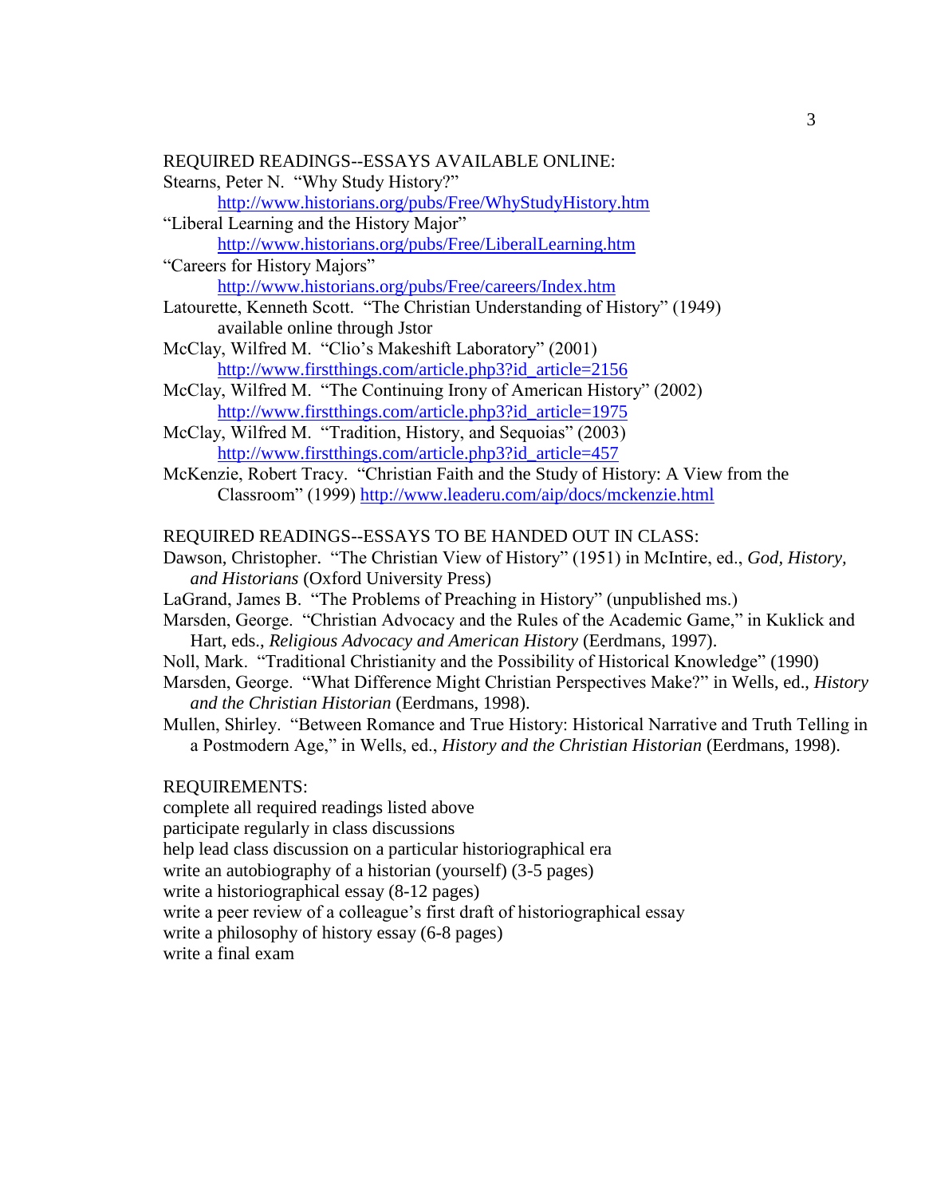REQUIRED READINGS--ESSAYS AVAILABLE ONLINE:

Stearns, Peter N. "Why Study History?"
    http://www.historians.org/pubs/Free/WhyStudyHistory.htm

"Liberal Learning and the History Major"
    http://www.historians.org/pubs/Free/LiberalLearning.htm

"Careers for History Majors"
    http://www.historians.org/pubs/Free/careers/Index.htm

Latourette, Kenneth Scott. "The Christian Understanding of History" (1949)
    available online through Jstor

McClay, Wilfred M. "Clio's Makeshift Laboratory" (2001)
    http://www.firstthings.com/article.php3?id_article=2156

McClay, Wilfred M. "The Continuing Irony of American History" (2002)
    http://www.firstthings.com/article.php3?id_article=1975

McClay, Wilfred M. "Tradition, History, and Sequoias" (2003)
    http://www.firstthings.com/article.php3?id_article=457

McKenzie, Robert Tracy. "Christian Faith and the Study of History: A View from the Classroom" (1999) http://www.leaderu.com/aip/docs/mckenzie.html

REQUIRED READINGS--ESSAYS TO BE HANDED OUT IN CLASS:

Dawson, Christopher. "The Christian View of History" (1951) in McIntire, ed., *God, History, and Historians* (Oxford University Press)

LaGrand, James B. "The Problems of Preaching in History" (unpublished ms.)

Marsden, George. "Christian Advocacy and the Rules of the Academic Game," in Kuklick and Hart, eds., *Religious Advocacy and American History* (Eerdmans, 1997).

Noll, Mark. "Traditional Christianity and the Possibility of Historical Knowledge" (1990)

Marsden, George. "What Difference Might Christian Perspectives Make?" in Wells, ed., *History and the Christian Historian* (Eerdmans, 1998).

Mullen, Shirley. "Between Romance and True History: Historical Narrative and Truth Telling in a Postmodern Age," in Wells, ed., *History and the Christian Historian* (Eerdmans, 1998).

REQUIREMENTS:

complete all required readings listed above
participate regularly in class discussions
help lead class discussion on a particular historiographical era
write an autobiography of a historian (yourself) (3-5 pages)
write a historiographical essay (8-12 pages)
write a peer review of a colleague's first draft of historiographical essay
write a philosophy of history essay (6-8 pages)
write a final exam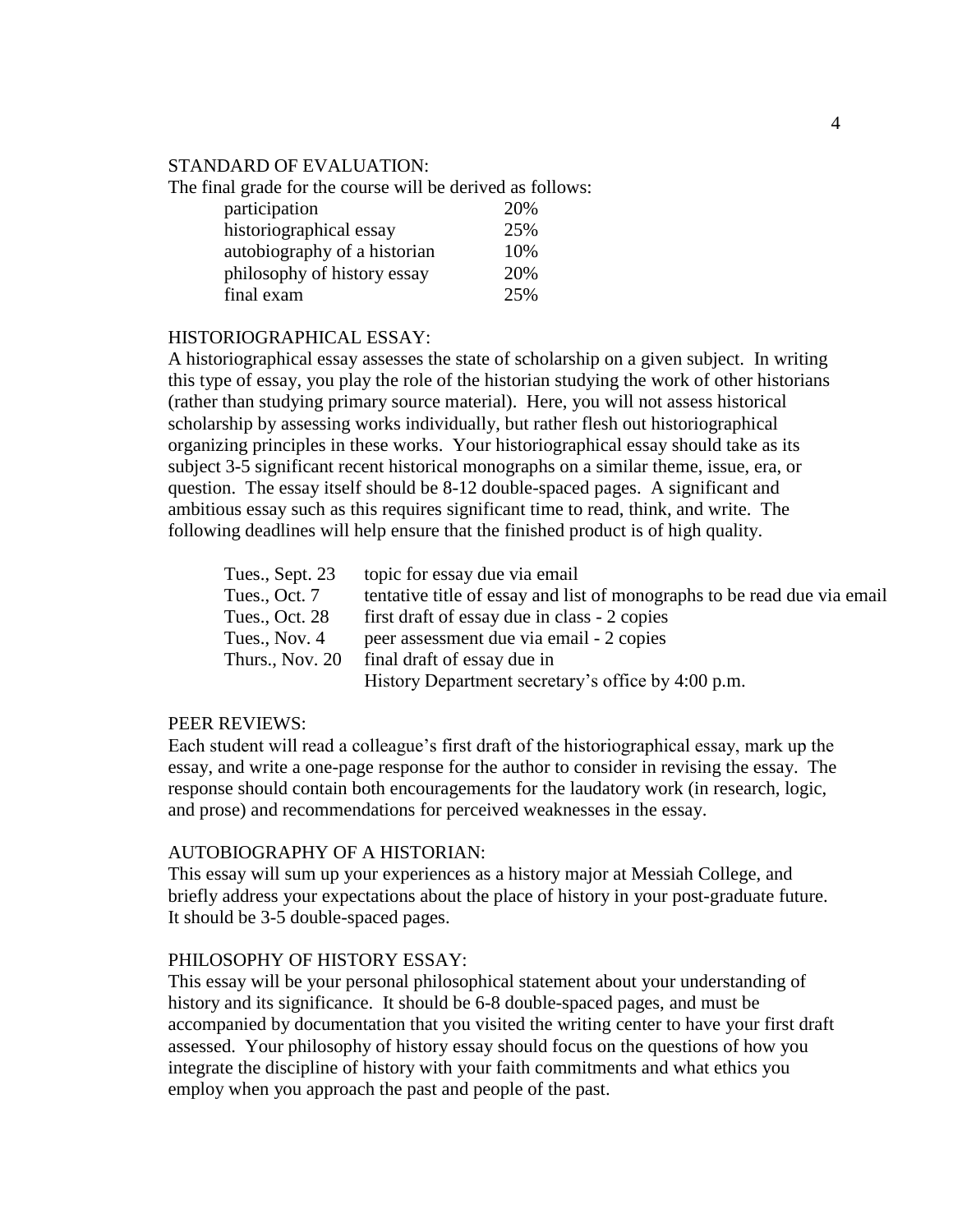## STANDARD OF EVALUATION:

The final grade for the course will be derived as follows:

| | |
|---|---|
| participation | 20% |
| historiographical essay | 25% |
| autobiography of a historian | 10% |
| philosophy of history essay | 20% |
| final exam | 25% |

## HISTORIOGRAPHICAL ESSAY:

A historiographical essay assesses the state of scholarship on a given subject. In writing this type of essay, you play the role of the historian studying the work of other historians (rather than studying primary source material). Here, you will not assess historical scholarship by assessing works individually, but rather flesh out historiographical organizing principles in these works. Your historiographical essay should take as its subject 3-5 significant recent historical monographs on a similar theme, issue, era, or question. The essay itself should be 8-12 double-spaced pages. A significant and ambitious essay such as this requires significant time to read, think, and write. The following deadlines will help ensure that the finished product is of high quality.

| | |
|---|---|
| Tues., Sept. 23 | topic for essay due via email |
| Tues., Oct. 7 | tentative title of essay and list of monographs to be read due via email |
| Tues., Oct. 28 | first draft of essay due in class - 2 copies |
| Tues., Nov. 4 | peer assessment due via email - 2 copies |
| Thurs., Nov. 20 | final draft of essay due in History Department secretary's office by 4:00 p.m. |

## PEER REVIEWS:

Each student will read a colleague's first draft of the historiographical essay, mark up the essay, and write a one-page response for the author to consider in revising the essay. The response should contain both encouragements for the laudatory work (in research, logic, and prose) and recommendations for perceived weaknesses in the essay.

## AUTOBIOGRAPHY OF A HISTORIAN:

This essay will sum up your experiences as a history major at Messiah College, and briefly address your expectations about the place of history in your post-graduate future. It should be 3-5 double-spaced pages.

## PHILOSOPHY OF HISTORY ESSAY:

This essay will be your personal philosophical statement about your understanding of history and its significance. It should be 6-8 double-spaced pages, and must be accompanied by documentation that you visited the writing center to have your first draft assessed. Your philosophy of history essay should focus on the questions of how you integrate the discipline of history with your faith commitments and what ethics you employ when you approach the past and people of the past.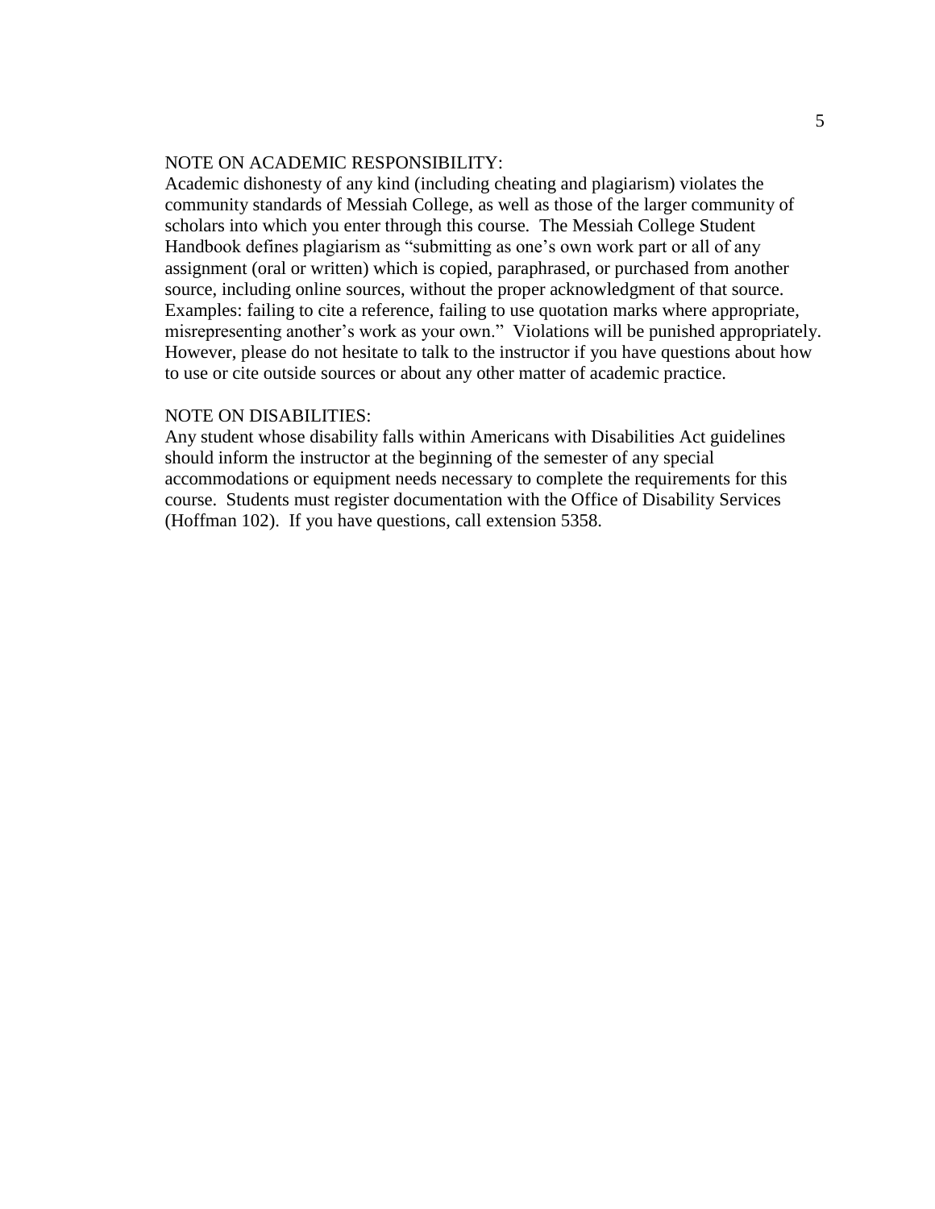NOTE ON ACADEMIC RESPONSIBILITY:
Academic dishonesty of any kind (including cheating and plagiarism) violates the community standards of Messiah College, as well as those of the larger community of scholars into which you enter through this course. The Messiah College Student Handbook defines plagiarism as "submitting as one's own work part or all of any assignment (oral or written) which is copied, paraphrased, or purchased from another source, including online sources, without the proper acknowledgment of that source. Examples: failing to cite a reference, failing to use quotation marks where appropriate, misrepresenting another's work as your own." Violations will be punished appropriately. However, please do not hesitate to talk to the instructor if you have questions about how to use or cite outside sources or about any other matter of academic practice.

NOTE ON DISABILITIES:
Any student whose disability falls within Americans with Disabilities Act guidelines should inform the instructor at the beginning of the semester of any special accommodations or equipment needs necessary to complete the requirements for this course. Students must register documentation with the Office of Disability Services (Hoffman 102). If you have questions, call extension 5358.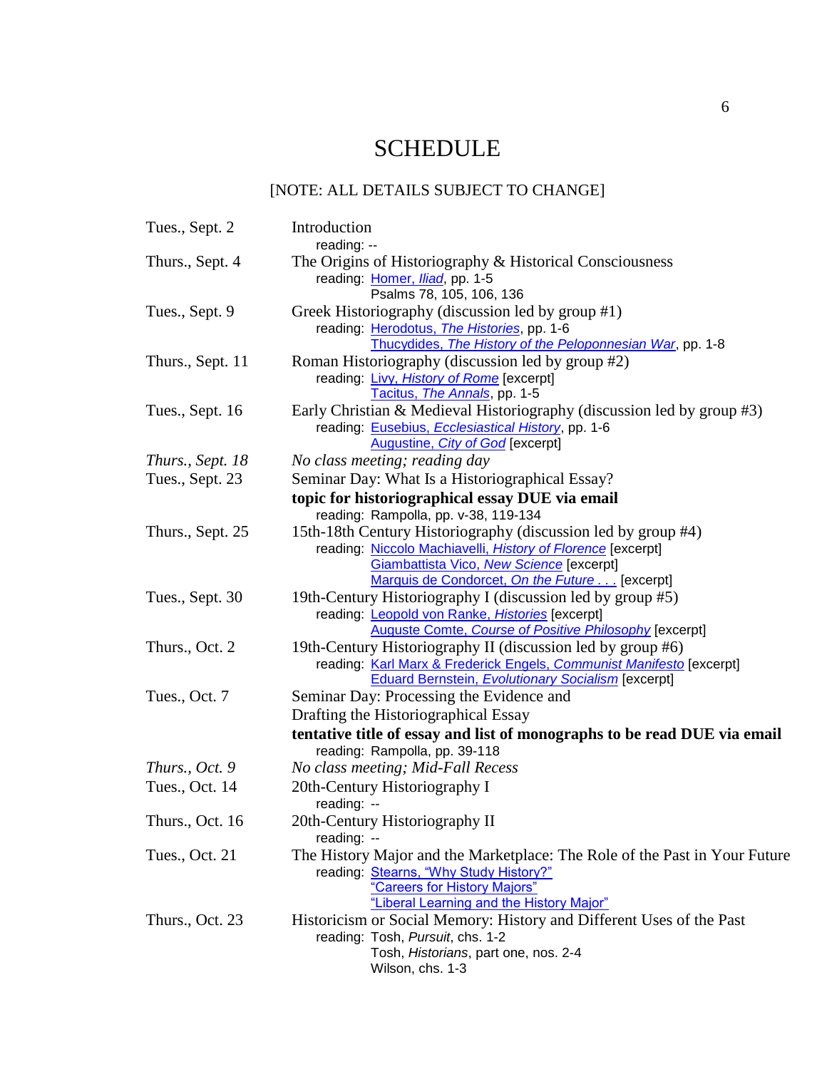# SCHEDULE

[NOTE: ALL DETAILS SUBJECT TO CHANGE]

| | |
|---|---|
| Tues., Sept. 2 | Introduction<br>reading: -- |
| Thurs., Sept. 4 | The Origins of Historiography & Historical Consciousness<br>reading: Homer, *Iliad*, pp. 1-5<br>Psalms 78, 105, 106, 136 |
| Tues., Sept. 9 | Greek Historiography (discussion led by group #1)<br>reading: Herodotus, *The Histories*, pp. 1-6<br>Thucydides, *The History of the Peloponnesian War*, pp. 1-8 |
| Thurs., Sept. 11 | Roman Historiography (discussion led by group #2)<br>reading: Livy, *History of Rome* [excerpt]<br>Tacitus, *The Annals*, pp. 1-5 |
| Tues., Sept. 16 | Early Christian & Medieval Historiography (discussion led by group #3)<br>reading: Eusebius, *Ecclesiastical History*, pp. 1-6<br>Augustine, *City of God* [excerpt] |
| *Thurs., Sept. 18* | *No class meeting; reading day* |
| Tues., Sept. 23 | Seminar Day: What Is a Historiographical Essay?<br>**topic for historiographical essay DUE via email**<br>reading: Rampolla, pp. v-38, 119-134 |
| Thurs., Sept. 25 | 15th-18th Century Historiography (discussion led by group #4)<br>reading: Niccolo Machiavelli, *History of Florence* [excerpt]<br>Giambattista Vico, *New Science* [excerpt]<br>Marquis de Condorcet, *On the Future . . .* [excerpt] |
| Tues., Sept. 30 | 19th-Century Historiography I (discussion led by group #5)<br>reading: Leopold von Ranke, *Histories* [excerpt]<br>Auguste Comte, *Course of Positive Philosophy* [excerpt] |
| Thurs., Oct. 2 | 19th-Century Historiography II (discussion led by group #6)<br>reading: Karl Marx & Frederick Engels, *Communist Manifesto* [excerpt]<br>Eduard Bernstein, *Evolutionary Socialism* [excerpt] |
| Tues., Oct. 7 | Seminar Day: Processing the Evidence and Drafting the Historiographical Essay<br>**tentative title of essay and list of monographs to be read DUE via email**<br>reading: Rampolla, pp. 39-118 |
| *Thurs., Oct. 9* | *No class meeting; Mid-Fall Recess* |
| Tues., Oct. 14 | 20th-Century Historiography I<br>reading: -- |
| Thurs., Oct. 16 | 20th-Century Historiography II<br>reading: -- |
| Tues., Oct. 21 | The History Major and the Marketplace: The Role of the Past in Your Future<br>reading: Stearns, "Why Study History?"<br>"Careers for History Majors"<br>"Liberal Learning and the History Major" |
| Thurs., Oct. 23 | Historicism or Social Memory: History and Different Uses of the Past<br>reading: Tosh, *Pursuit*, chs. 1-2<br>Tosh, *Historians*, part one, nos. 2-4<br>Wilson, chs. 1-3 |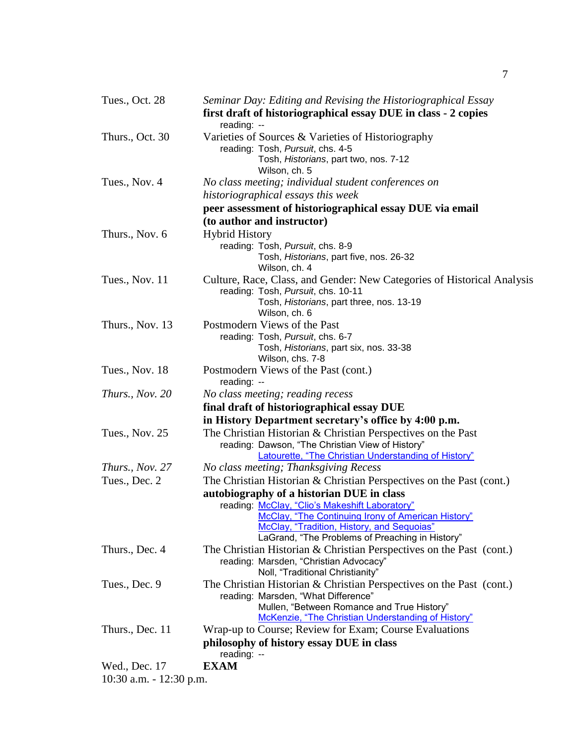| | | |
|---|---|---|
| Tues., Oct. 28 | *Seminar Day: Editing and Revising the Historiographical Essay*<br>**first draft of historiographical essay DUE in class - 2 copies**<br>reading: -- | |
| Thurs., Oct. 30 | Varieties of Sources & Varieties of Historiography<br>reading: Tosh, *Pursuit*, chs. 4-5<br>Tosh, *Historians*, part two, nos. 7-12<br>Wilson, ch. 5 | |
| Tues., Nov. 4 | *No class meeting; individual student conferences on historiographical essays this week*<br>**peer assessment of historiographical essay DUE via email (to author and instructor)** | |
| Thurs., Nov. 6 | Hybrid History<br>reading: Tosh, *Pursuit*, chs. 8-9<br>Tosh, *Historians*, part five, nos. 26-32<br>Wilson, ch. 4 | |
| Tues., Nov. 11 | Culture, Race, Class, and Gender: New Categories of Historical Analysis<br>reading: Tosh, *Pursuit*, chs. 10-11<br>Tosh, *Historians*, part three, nos. 13-19<br>Wilson, ch. 6 | |
| Thurs., Nov. 13 | Postmodern Views of the Past<br>reading: Tosh, *Pursuit*, chs. 6-7<br>Tosh, *Historians*, part six, nos. 33-38<br>Wilson, chs. 7-8 | |
| Tues., Nov. 18 | Postmodern Views of the Past (cont.)<br>reading: -- | |
| *Thurs., Nov. 20* | *No class meeting; reading recess*<br>**final draft of historiographical essay DUE in History Department secretary's office by 4:00 p.m.** | |
| Tues., Nov. 25 | The Christian Historian & Christian Perspectives on the Past<br>reading: Dawson, "The Christian View of History"<br>Latourette, "The Christian Understanding of History" | |
| *Thurs., Nov. 27* | *No class meeting; Thanksgiving Recess* | |
| Tues., Dec. 2 | The Christian Historian & Christian Perspectives on the Past (cont.)<br>**autobiography of a historian DUE in class**<br>reading: McClay, "Clio's Makeshift Laboratory"<br>McClay, "The Continuing Irony of American History"<br>McClay, "Tradition, History, and Sequoias"<br>LaGrand, "The Problems of Preaching in History" | |
| Thurs., Dec. 4 | The Christian Historian & Christian Perspectives on the Past (cont.)<br>reading: Marsden, "Christian Advocacy"<br>Noll, "Traditional Christianity" | |
| Tues., Dec. 9 | The Christian Historian & Christian Perspectives on the Past (cont.)<br>reading: Marsden, "What Difference"<br>Mullen, "Between Romance and True History"<br>McKenzie, "The Christian Understanding of History" | |
| Thurs., Dec. 11 | Wrap-up to Course; Review for Exam; Course Evaluations<br>**philosophy of history essay DUE in class**<br>reading: -- | |
| Wed., Dec. 17<br>10:30 a.m. - 12:30 p.m. | **EXAM** | |